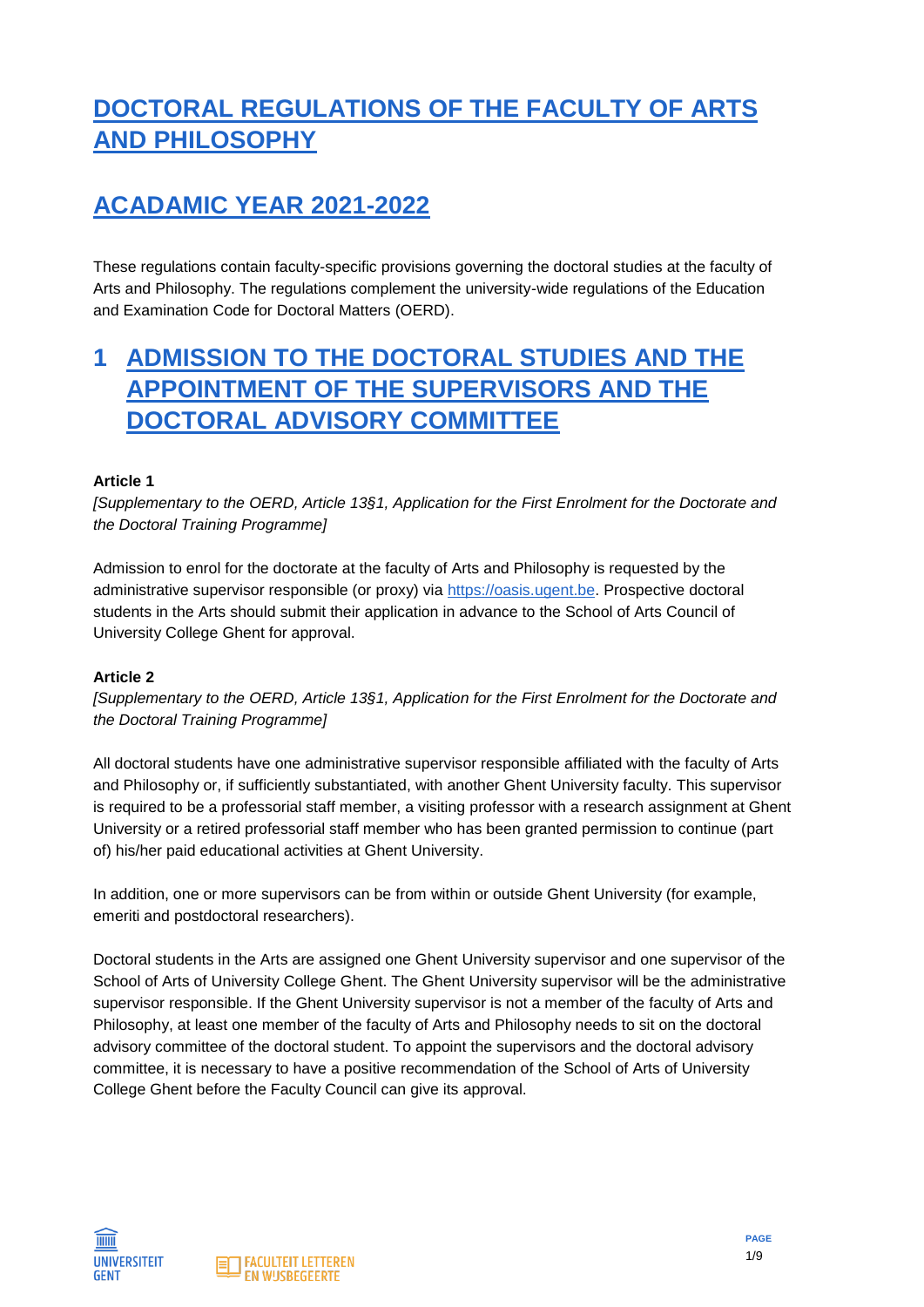# DOCTORAL REGULATIONS OF THE FACULTY OF ARTS AND PHILOSOPHY

# ACADAMIC YEAR 2021-2022

These regulations contain faculty-specific provisions governing the doctoral studies at the faculty of Arts and Philosophy. The regulations complement the university-wide regulations of the Education and Examination Code for Doctoral Matters (OERD).

## 1 ADMISSION TO THE DOCTORAL STUDIES AND THE APPOINTMENT OF THE SUPERVISORS AND THE DOCTORAL ADVISORY COMMITTEE

**Article 1**

*[Supplementary to the OERD, Article 13§1, Application for the First Enrolment for the Doctorate and the Doctoral Training Programme]*

Admission to enrol for the doctorate at the faculty of Arts and Philosophy is requested by the administrative supervisor responsible (or proxy) via https://oasis.ugent.be. Prospective doctoral students in the Arts should submit their application in advance to the School of Arts Council of University College Ghent for approval.

**Article 2**

*[Supplementary to the OERD, Article 13§1, Application for the First Enrolment for the Doctorate and the Doctoral Training Programme]*

All doctoral students have one administrative supervisor responsible affiliated with the faculty of Arts and Philosophy or, if sufficiently substantiated, with another Ghent University faculty. This supervisor is required to be a professorial staff member, a visiting professor with a research assignment at Ghent University or a retired professorial staff member who has been granted permission to continue (part of) his/her paid educational activities at Ghent University.

In addition, one or more supervisors can be from within or outside Ghent University (for example, emeriti and postdoctoral researchers).

Doctoral students in the Arts are assigned one Ghent University supervisor and one supervisor of the School of Arts of University College Ghent. The Ghent University supervisor will be the administrative supervisor responsible. If the Ghent University supervisor is not a member of the faculty of Arts and Philosophy, at least one member of the faculty of Arts and Philosophy needs to sit on the doctoral advisory committee of the doctoral student. To appoint the supervisors and the doctoral advisory committee, it is necessary to have a positive recommendation of the School of Arts of University College Ghent before the Faculty Council can give its approval.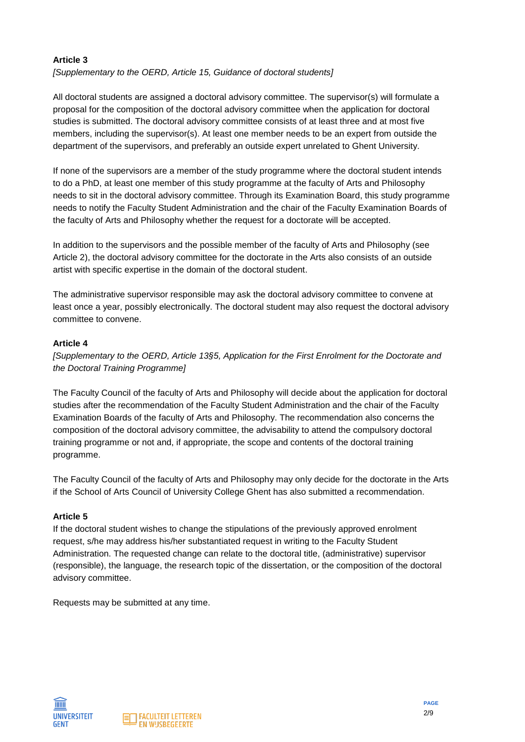**Article 3**

*[Supplementary to the OERD, Article 15, Guidance of doctoral students]*

All doctoral students are assigned a doctoral advisory committee. The supervisor(s) will formulate a proposal for the composition of the doctoral advisory committee when the application for doctoral studies is submitted. The doctoral advisory committee consists of at least three and at most five members, including the supervisor(s). At least one member needs to be an expert from outside the department of the supervisors, and preferably an outside expert unrelated to Ghent University.

If none of the supervisors are a member of the study programme where the doctoral student intends to do a PhD, at least one member of this study programme at the faculty of Arts and Philosophy needs to sit in the doctoral advisory committee. Through its Examination Board, this study programme needs to notify the Faculty Student Administration and the chair of the Faculty Examination Boards of the faculty of Arts and Philosophy whether the request for a doctorate will be accepted.

In addition to the supervisors and the possible member of the faculty of Arts and Philosophy (see Article 2), the doctoral advisory committee for the doctorate in the Arts also consists of an outside artist with specific expertise in the domain of the doctoral student.

The administrative supervisor responsible may ask the doctoral advisory committee to convene at least once a year, possibly electronically. The doctoral student may also request the doctoral advisory committee to convene.

**Article 4**

*[Supplementary to the OERD, Article 13§5, Application for the First Enrolment for the Doctorate and the Doctoral Training Programme]*

The Faculty Council of the faculty of Arts and Philosophy will decide about the application for doctoral studies after the recommendation of the Faculty Student Administration and the chair of the Faculty Examination Boards of the faculty of Arts and Philosophy. The recommendation also concerns the composition of the doctoral advisory committee, the advisability to attend the compulsory doctoral training programme or not and, if appropriate, the scope and contents of the doctoral training programme.

The Faculty Council of the faculty of Arts and Philosophy may only decide for the doctorate in the Arts if the School of Arts Council of University College Ghent has also submitted a recommendation.

**Article 5**

If the doctoral student wishes to change the stipulations of the previously approved enrolment request, s/he may address his/her substantiated request in writing to the Faculty Student Administration. The requested change can relate to the doctoral title, (administrative) supervisor (responsible), the language, the research topic of the dissertation, or the composition of the doctoral advisory committee.

Requests may be submitted at any time.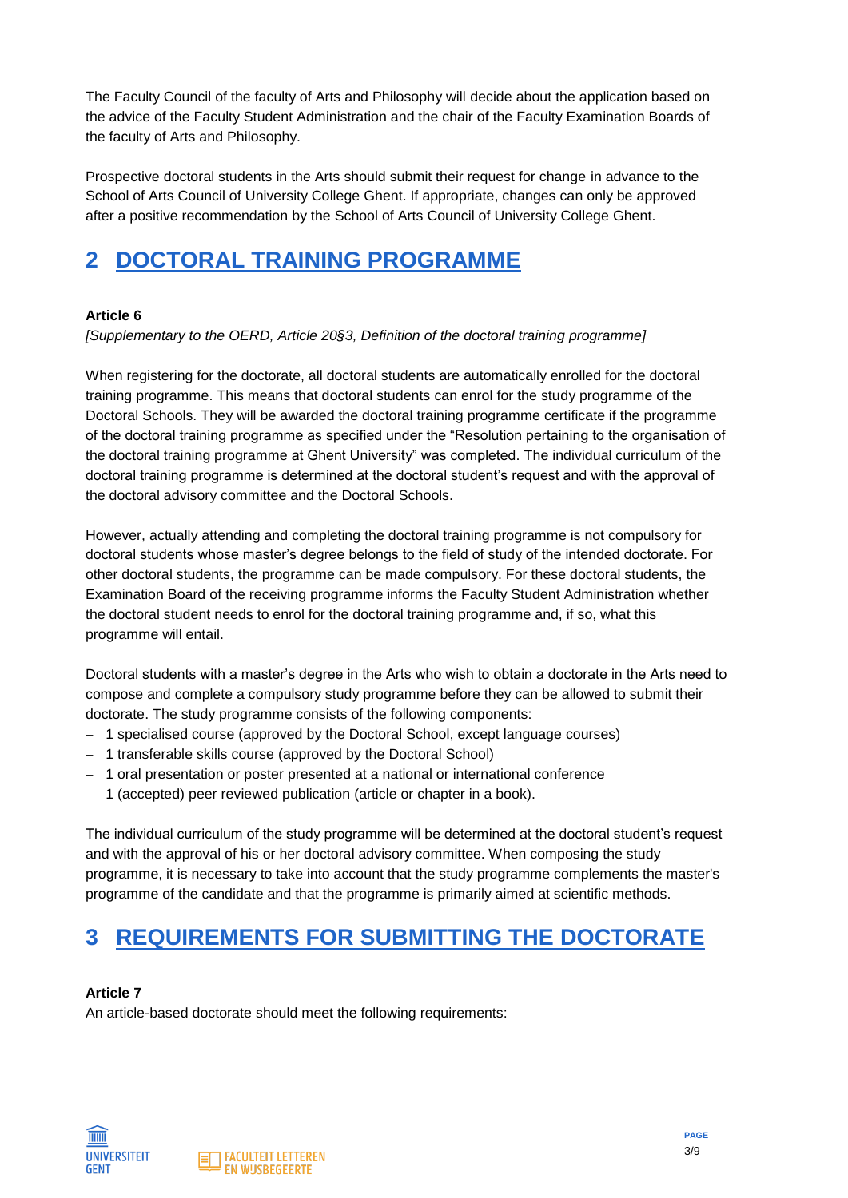The Faculty Council of the faculty of Arts and Philosophy will decide about the application based on the advice of the Faculty Student Administration and the chair of the Faculty Examination Boards of the faculty of Arts and Philosophy.

Prospective doctoral students in the Arts should submit their request for change in advance to the School of Arts Council of University College Ghent. If appropriate, changes can only be approved after a positive recommendation by the School of Arts Council of University College Ghent.

# 2 DOCTORAL TRAINING PROGRAMME

**Article 6**

*[Supplementary to the OERD, Article 20§3, Definition of the doctoral training programme]*

When registering for the doctorate, all doctoral students are automatically enrolled for the doctoral training programme. This means that doctoral students can enrol for the study programme of the Doctoral Schools. They will be awarded the doctoral training programme certificate if the programme of the doctoral training programme as specified under the "Resolution pertaining to the organisation of the doctoral training programme at Ghent University" was completed. The individual curriculum of the doctoral training programme is determined at the doctoral student's request and with the approval of the doctoral advisory committee and the Doctoral Schools.

However, actually attending and completing the doctoral training programme is not compulsory for doctoral students whose master's degree belongs to the field of study of the intended doctorate. For other doctoral students, the programme can be made compulsory. For these doctoral students, the Examination Board of the receiving programme informs the Faculty Student Administration whether the doctoral student needs to enrol for the doctoral training programme and, if so, what this programme will entail.

Doctoral students with a master's degree in the Arts who wish to obtain a doctorate in the Arts need to compose and complete a compulsory study programme before they can be allowed to submit their doctorate. The study programme consists of the following components:

- 1 specialised course (approved by the Doctoral School, except language courses)
- 1 transferable skills course (approved by the Doctoral School)
- 1 oral presentation or poster presented at a national or international conference
- 1 (accepted) peer reviewed publication (article or chapter in a book).

The individual curriculum of the study programme will be determined at the doctoral student's request and with the approval of his or her doctoral advisory committee. When composing the study programme, it is necessary to take into account that the study programme complements the master's programme of the candidate and that the programme is primarily aimed at scientific methods.

# 3 REQUIREMENTS FOR SUBMITTING THE DOCTORATE

**Article 7**

An article-based doctorate should meet the following requirements: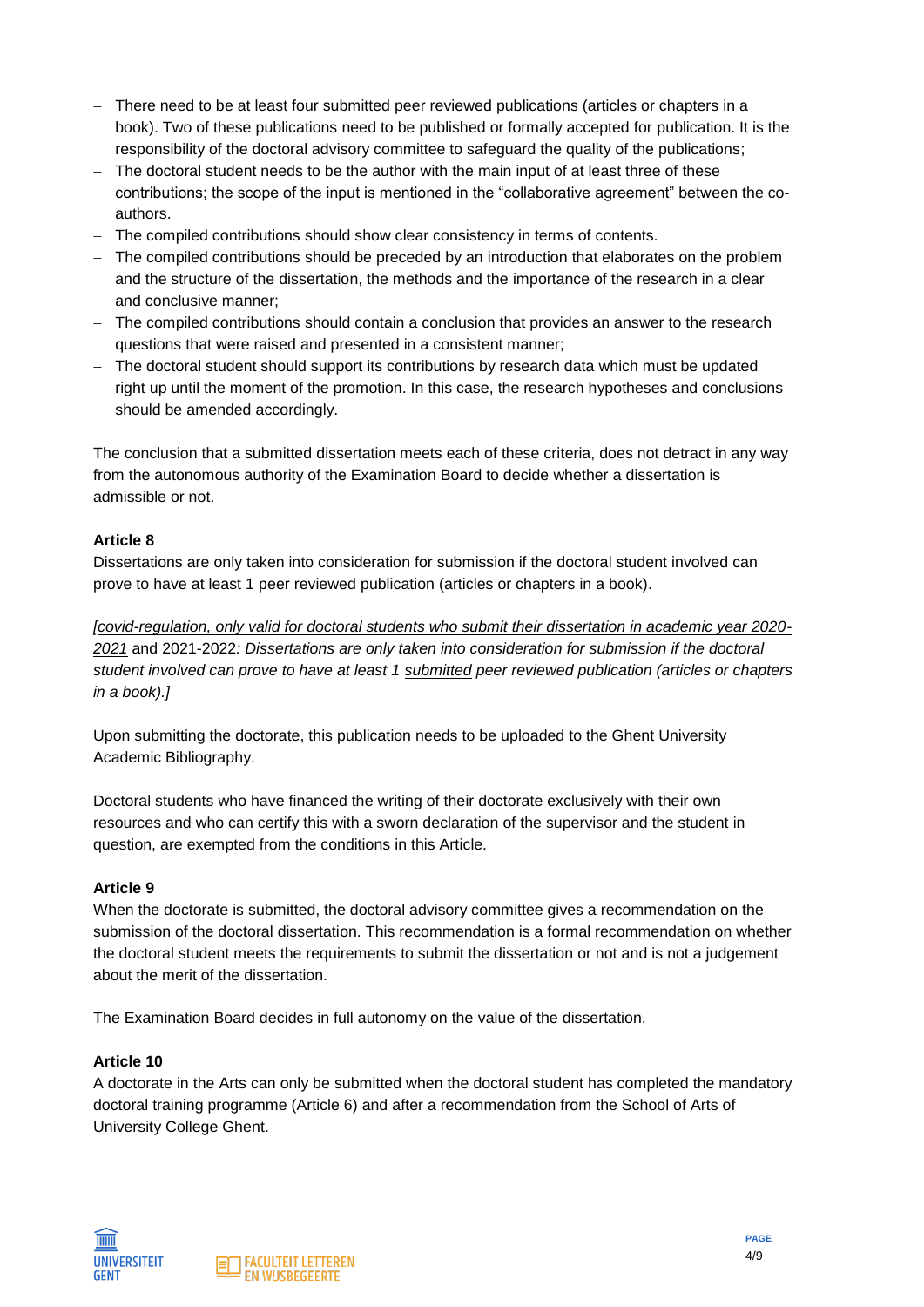- There need to be at least four submitted peer reviewed publications (articles or chapters in a book). Two of these publications need to be published or formally accepted for publication. It is the responsibility of the doctoral advisory committee to safeguard the quality of the publications;
- The doctoral student needs to be the author with the main input of at least three of these contributions; the scope of the input is mentioned in the "collaborative agreement" between the co-authors.
- The compiled contributions should show clear consistency in terms of contents.
- The compiled contributions should be preceded by an introduction that elaborates on the problem and the structure of the dissertation, the methods and the importance of the research in a clear and conclusive manner;
- The compiled contributions should contain a conclusion that provides an answer to the research questions that were raised and presented in a consistent manner;
- The doctoral student should support its contributions by research data which must be updated right up until the moment of the promotion. In this case, the research hypotheses and conclusions should be amended accordingly.

The conclusion that a submitted dissertation meets each of these criteria, does not detract in any way from the autonomous authority of the Examination Board to decide whether a dissertation is admissible or not.

**Article 8**
Dissertations are only taken into consideration for submission if the doctoral student involved can prove to have at least 1 peer reviewed publication (articles or chapters in a book).

*[covid-regulation, only valid for doctoral students who submit their dissertation in academic year 2020-2021* and 2021-2022*: Dissertations are only taken into consideration for submission if the doctoral student involved can prove to have at least 1 submitted peer reviewed publication (articles or chapters in a book).]*

Upon submitting the doctorate, this publication needs to be uploaded to the Ghent University Academic Bibliography.

Doctoral students who have financed the writing of their doctorate exclusively with their own resources and who can certify this with a sworn declaration of the supervisor and the student in question, are exempted from the conditions in this Article.

**Article 9**
When the doctorate is submitted, the doctoral advisory committee gives a recommendation on the submission of the doctoral dissertation. This recommendation is a formal recommendation on whether the doctoral student meets the requirements to submit the dissertation or not and is not a judgement about the merit of the dissertation.

The Examination Board decides in full autonomy on the value of the dissertation.

**Article 10**
A doctorate in the Arts can only be submitted when the doctoral student has completed the mandatory doctoral training programme (Article 6) and after a recommendation from the School of Arts of University College Ghent.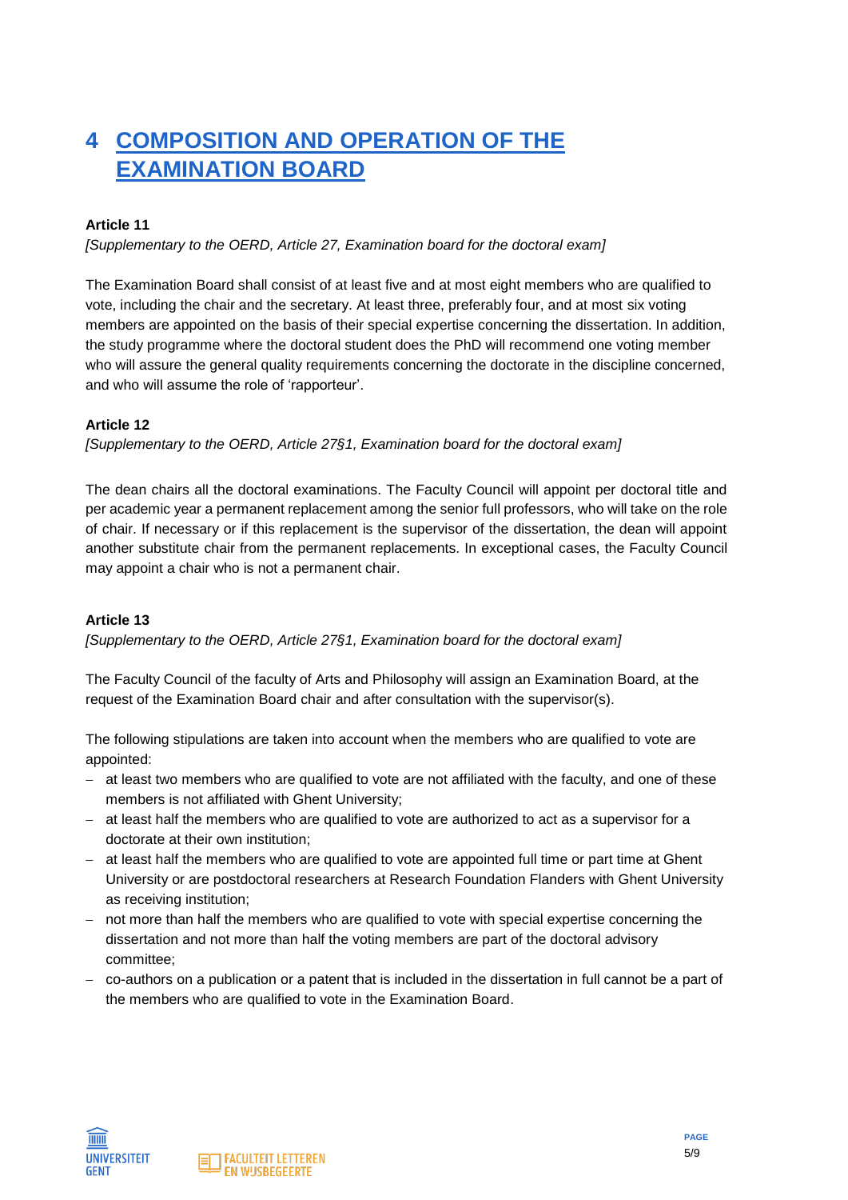# 4 COMPOSITION AND OPERATION OF THE EXAMINATION BOARD

**Article 11**

*[Supplementary to the OERD, Article 27, Examination board for the doctoral exam]*

The Examination Board shall consist of at least five and at most eight members who are qualified to vote, including the chair and the secretary. At least three, preferably four, and at most six voting members are appointed on the basis of their special expertise concerning the dissertation. In addition, the study programme where the doctoral student does the PhD will recommend one voting member who will assure the general quality requirements concerning the doctorate in the discipline concerned, and who will assume the role of 'rapporteur'.

**Article 12**

*[Supplementary to the OERD, Article 27§1, Examination board for the doctoral exam]*

The dean chairs all the doctoral examinations. The Faculty Council will appoint per doctoral title and per academic year a permanent replacement among the senior full professors, who will take on the role of chair. If necessary or if this replacement is the supervisor of the dissertation, the dean will appoint another substitute chair from the permanent replacements. In exceptional cases, the Faculty Council may appoint a chair who is not a permanent chair.

**Article 13**

*[Supplementary to the OERD, Article 27§1, Examination board for the doctoral exam]*

The Faculty Council of the faculty of Arts and Philosophy will assign an Examination Board, at the request of the Examination Board chair and after consultation with the supervisor(s).

The following stipulations are taken into account when the members who are qualified to vote are appointed:

- at least two members who are qualified to vote are not affiliated with the faculty, and one of these members is not affiliated with Ghent University;
- at least half the members who are qualified to vote are authorized to act as a supervisor for a doctorate at their own institution;
- at least half the members who are qualified to vote are appointed full time or part time at Ghent University or are postdoctoral researchers at Research Foundation Flanders with Ghent University as receiving institution;
- not more than half the members who are qualified to vote with special expertise concerning the dissertation and not more than half the voting members are part of the doctoral advisory committee;
- co-authors on a publication or a patent that is included in the dissertation in full cannot be a part of the members who are qualified to vote in the Examination Board.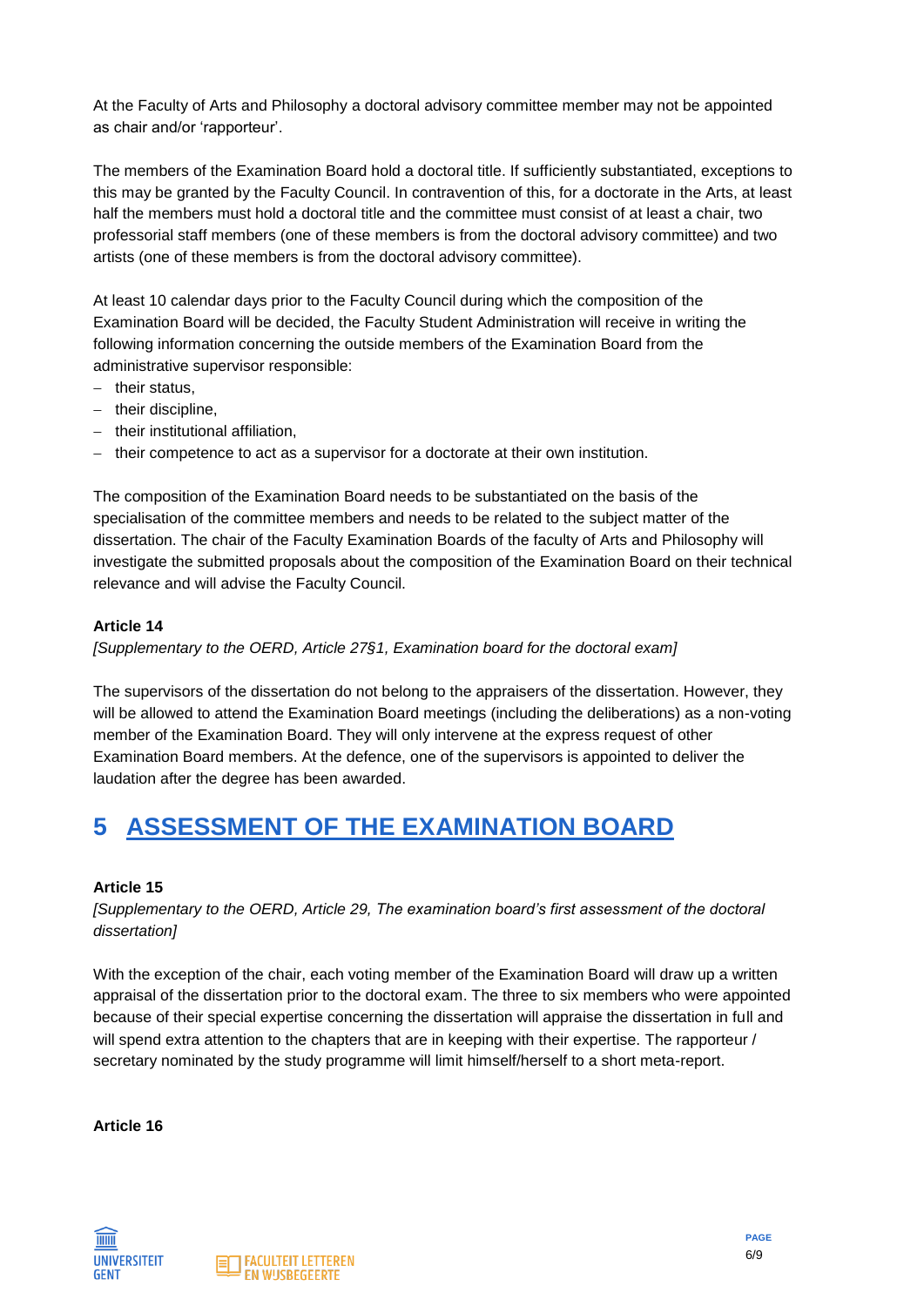At the Faculty of Arts and Philosophy a doctoral advisory committee member may not be appointed as chair and/or 'rapporteur'.

The members of the Examination Board hold a doctoral title. If sufficiently substantiated, exceptions to this may be granted by the Faculty Council. In contravention of this, for a doctorate in the Arts, at least half the members must hold a doctoral title and the committee must consist of at least a chair, two professorial staff members (one of these members is from the doctoral advisory committee) and two artists (one of these members is from the doctoral advisory committee).

At least 10 calendar days prior to the Faculty Council during which the composition of the Examination Board will be decided, the Faculty Student Administration will receive in writing the following information concerning the outside members of the Examination Board from the administrative supervisor responsible:

- their status,
- their discipline,
- their institutional affiliation,
- their competence to act as a supervisor for a doctorate at their own institution.

The composition of the Examination Board needs to be substantiated on the basis of the specialisation of the committee members and needs to be related to the subject matter of the dissertation. The chair of the Faculty Examination Boards of the faculty of Arts and Philosophy will investigate the submitted proposals about the composition of the Examination Board on their technical relevance and will advise the Faculty Council.

**Article 14**

*[Supplementary to the OERD, Article 27§1, Examination board for the doctoral exam]*

The supervisors of the dissertation do not belong to the appraisers of the dissertation. However, they will be allowed to attend the Examination Board meetings (including the deliberations) as a non-voting member of the Examination Board. They will only intervene at the express request of other Examination Board members. At the defence, one of the supervisors is appointed to deliver the laudation after the degree has been awarded.

# 5 ASSESSMENT OF THE EXAMINATION BOARD

**Article 15**

*[Supplementary to the OERD, Article 29, The examination board's first assessment of the doctoral dissertation]*

With the exception of the chair, each voting member of the Examination Board will draw up a written appraisal of the dissertation prior to the doctoral exam. The three to six members who were appointed because of their special expertise concerning the dissertation will appraise the dissertation in full and will spend extra attention to the chapters that are in keeping with their expertise. The rapporteur / secretary nominated by the study programme will limit himself/herself to a short meta-report.

**Article 16**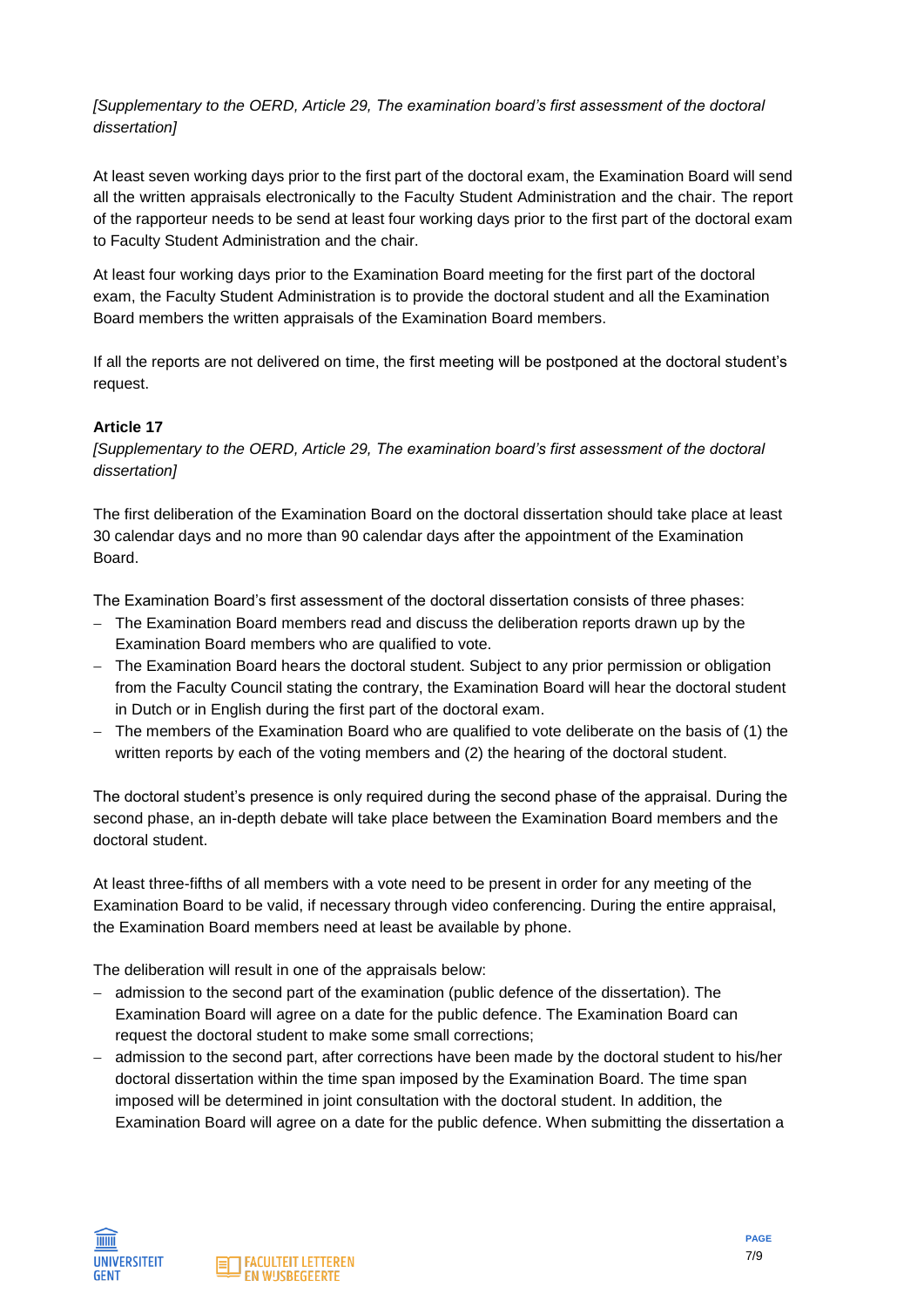*[Supplementary to the OERD, Article 29, The examination board's first assessment of the doctoral dissertation]*

At least seven working days prior to the first part of the doctoral exam, the Examination Board will send all the written appraisals electronically to the Faculty Student Administration and the chair. The report of the rapporteur needs to be send at least four working days prior to the first part of the doctoral exam to Faculty Student Administration and the chair.

At least four working days prior to the Examination Board meeting for the first part of the doctoral exam, the Faculty Student Administration is to provide the doctoral student and all the Examination Board members the written appraisals of the Examination Board members.

If all the reports are not delivered on time, the first meeting will be postponed at the doctoral student's request.

**Article 17**
*[Supplementary to the OERD, Article 29, The examination board's first assessment of the doctoral dissertation]*

The first deliberation of the Examination Board on the doctoral dissertation should take place at least 30 calendar days and no more than 90 calendar days after the appointment of the Examination Board.

The Examination Board's first assessment of the doctoral dissertation consists of three phases:

- The Examination Board members read and discuss the deliberation reports drawn up by the Examination Board members who are qualified to vote.
- The Examination Board hears the doctoral student. Subject to any prior permission or obligation from the Faculty Council stating the contrary, the Examination Board will hear the doctoral student in Dutch or in English during the first part of the doctoral exam.
- The members of the Examination Board who are qualified to vote deliberate on the basis of (1) the written reports by each of the voting members and (2) the hearing of the doctoral student.

The doctoral student's presence is only required during the second phase of the appraisal. During the second phase, an in-depth debate will take place between the Examination Board members and the doctoral student.

At least three-fifths of all members with a vote need to be present in order for any meeting of the Examination Board to be valid, if necessary through video conferencing. During the entire appraisal, the Examination Board members need at least be available by phone.

The deliberation will result in one of the appraisals below:

- admission to the second part of the examination (public defence of the dissertation). The Examination Board will agree on a date for the public defence. The Examination Board can request the doctoral student to make some small corrections;
- admission to the second part, after corrections have been made by the doctoral student to his/her doctoral dissertation within the time span imposed by the Examination Board. The time span imposed will be determined in joint consultation with the doctoral student. In addition, the Examination Board will agree on a date for the public defence. When submitting the dissertation a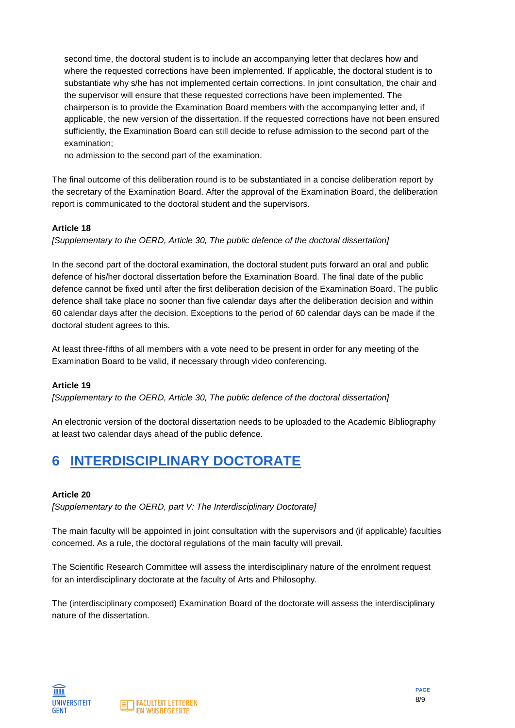second time, the doctoral student is to include an accompanying letter that declares how and where the requested corrections have been implemented. If applicable, the doctoral student is to substantiate why s/he has not implemented certain corrections. In joint consultation, the chair and the supervisor will ensure that these requested corrections have been implemented. The chairperson is to provide the Examination Board members with the accompanying letter and, if applicable, the new version of the dissertation. If the requested corrections have not been ensured sufficiently, the Examination Board can still decide to refuse admission to the second part of the examination;

- no admission to the second part of the examination.

The final outcome of this deliberation round is to be substantiated in a concise deliberation report by the secretary of the Examination Board. After the approval of the Examination Board, the deliberation report is communicated to the doctoral student and the supervisors.

**Article 18**

*[Supplementary to the OERD, Article 30, The public defence of the doctoral dissertation]*

In the second part of the doctoral examination, the doctoral student puts forward an oral and public defence of his/her doctoral dissertation before the Examination Board. The final date of the public defence cannot be fixed until after the first deliberation decision of the Examination Board. The public defence shall take place no sooner than five calendar days after the deliberation decision and within 60 calendar days after the decision. Exceptions to the period of 60 calendar days can be made if the doctoral student agrees to this.

At least three-fifths of all members with a vote need to be present in order for any meeting of the Examination Board to be valid, if necessary through video conferencing.

**Article 19**

*[Supplementary to the OERD, Article 30, The public defence of the doctoral dissertation]*

An electronic version of the doctoral dissertation needs to be uploaded to the Academic Bibliography at least two calendar days ahead of the public defence.

# 6 INTERDISCIPLINARY DOCTORATE

**Article 20**

*[Supplementary to the OERD, part V: The Interdisciplinary Doctorate]*

The main faculty will be appointed in joint consultation with the supervisors and (if applicable) faculties concerned. As a rule, the doctoral regulations of the main faculty will prevail.

The Scientific Research Committee will assess the interdisciplinary nature of the enrolment request for an interdisciplinary doctorate at the faculty of Arts and Philosophy.

The (interdisciplinary composed) Examination Board of the doctorate will assess the interdisciplinary nature of the dissertation.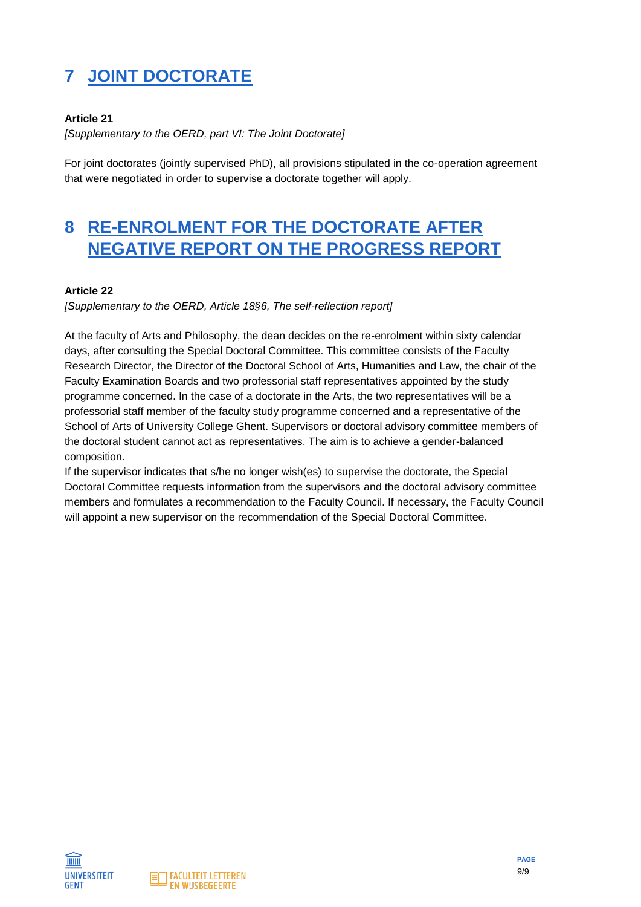# 7 JOINT DOCTORATE

**Article 21**

*[Supplementary to the OERD, part VI: The Joint Doctorate]*

For joint doctorates (jointly supervised PhD), all provisions stipulated in the co-operation agreement that were negotiated in order to supervise a doctorate together will apply.

# 8 RE-ENROLMENT FOR THE DOCTORATE AFTER NEGATIVE REPORT ON THE PROGRESS REPORT

**Article 22**

*[Supplementary to the OERD, Article 18§6, The self-reflection report]*

At the faculty of Arts and Philosophy, the dean decides on the re-enrolment within sixty calendar days, after consulting the Special Doctoral Committee. This committee consists of the Faculty Research Director, the Director of the Doctoral School of Arts, Humanities and Law, the chair of the Faculty Examination Boards and two professorial staff representatives appointed by the study programme concerned. In the case of a doctorate in the Arts, the two representatives will be a professorial staff member of the faculty study programme concerned and a representative of the School of Arts of University College Ghent. Supervisors or doctoral advisory committee members of the doctoral student cannot act as representatives. The aim is to achieve a gender-balanced composition.

If the supervisor indicates that s/he no longer wish(es) to supervise the doctorate, the Special Doctoral Committee requests information from the supervisors and the doctoral advisory committee members and formulates a recommendation to the Faculty Council. If necessary, the Faculty Council will appoint a new supervisor on the recommendation of the Special Doctoral Committee.